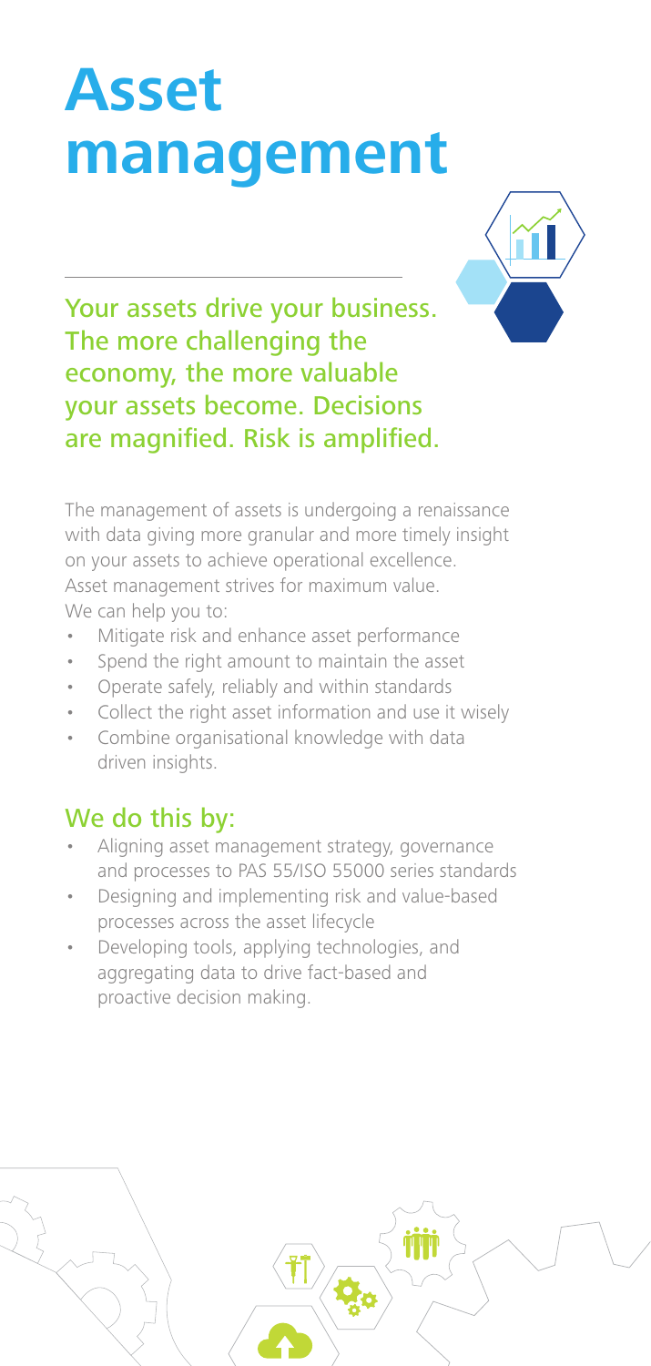# Asset management

## Your assets drive your business. The more challenging the economy, the more valuable your assets become. Decisions are magnified. Risk is amplified.

The management of assets is undergoing a renaissance with data giving more granular and more timely insight on your assets to achieve operational excellence. Asset management strives for maximum value. We can help you to:

- Mitigate risk and enhance asset performance
- Spend the right amount to maintain the asset
- Operate safely, reliably and within standards
- Collect the right asset information and use it wisely
- Combine organisational knowledge with data driven insights.

## We do this by:

- Aligning asset management strategy, governance and processes to PAS 55/ISO 55000 series standards
- Designing and implementing risk and value-based processes across the asset lifecycle
- Developing tools, applying technologies, and aggregating data to drive fact-based and proactive decision making.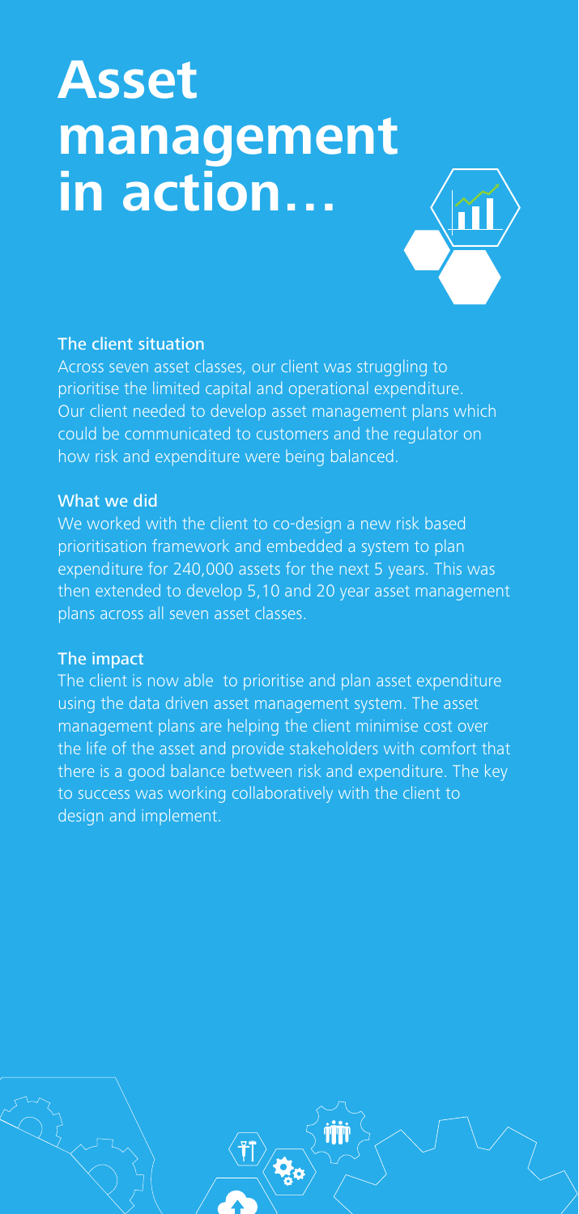# Asset management in action…

## The client situation

Across seven asset classes, our client was struggling to prioritise the limited capital and operational expenditure. Our client needed to develop asset management plans which could be communicated to customers and the regulator on how risk and expenditure were being balanced.

## What we did

We worked with the client to co-design a new risk based prioritisation framework and embedded a system to plan expenditure for 240,000 assets for the next 5 years. This was then extended to develop 5,10 and 20 year asset management plans across all seven asset classes.

## The impact

The client is now able to prioritise and plan asset expenditure using the data driven asset management system. The asset management plans are helping the client minimise cost over the life of the asset and provide stakeholders with comfort that there is a good balance between risk and expenditure. The key to success was working collaboratively with the client to design and implement.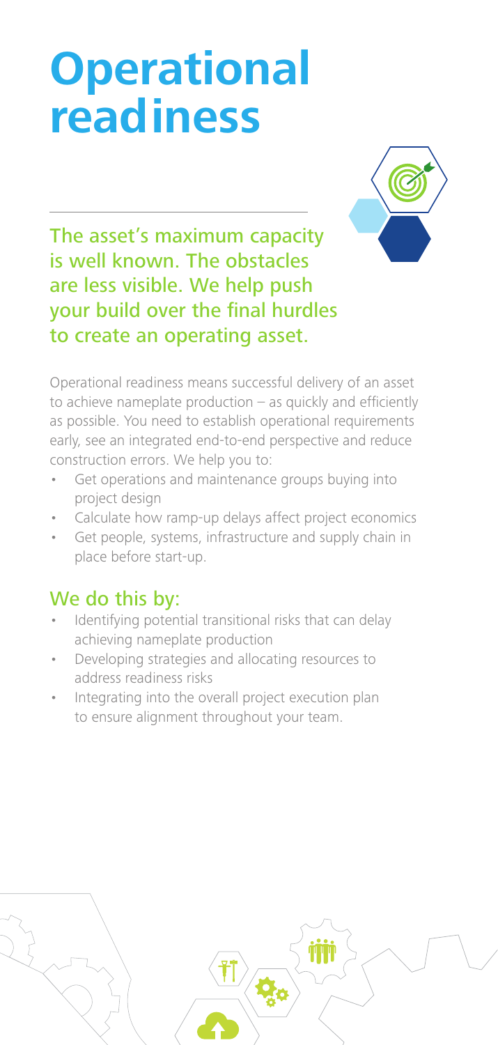# Operational readiness

## The asset's maximum capacity is well known. The obstacles are less visible. We help push your build over the final hurdles to create an operating asset.

Operational readiness means successful delivery of an asset to achieve nameplate production – as quickly and efficiently as possible. You need to establish operational requirements early, see an integrated end-to-end perspective and reduce construction errors. We help you to:

- Get operations and maintenance groups buying into project design
- Calculate how ramp-up delays affect project economics
- Get people, systems, infrastructure and supply chain in place before start-up.

## We do this by:

- Identifying potential transitional risks that can delay achieving nameplate production
- Developing strategies and allocating resources to address readiness risks
- Integrating into the overall project execution plan to ensure alignment throughout your team.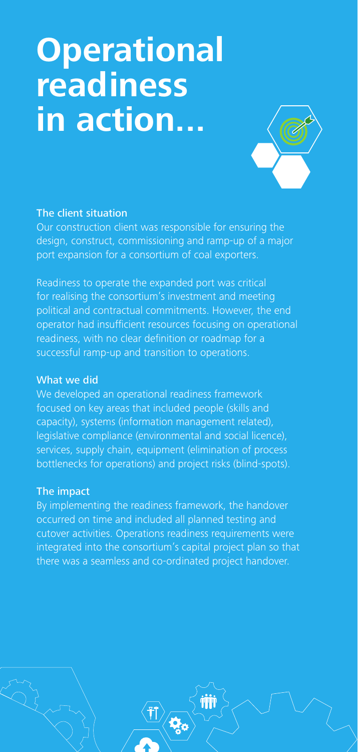# Operational readiness in action…

### The client situation

Our construction client was responsible for ensuring the design, construct, commissioning and ramp-up of a major port expansion for a consortium of coal exporters.

Readiness to operate the expanded port was critical for realising the consortium's investment and meeting political and contractual commitments. However, the end operator had insufficient resources focusing on operational readiness, with no clear definition or roadmap for a successful ramp-up and transition to operations.

### What we did

We developed an operational readiness framework focused on key areas that included people (skills and capacity), systems (information management related), legislative compliance (environmental and social licence), services, supply chain, equipment (elimination of process bottlenecks for operations) and project risks (blind-spots).

### The impact

By implementing the readiness framework, the handover occurred on time and included all planned testing and cutover activities. Operations readiness requirements were integrated into the consortium's capital project plan so that there was a seamless and co-ordinated project handover.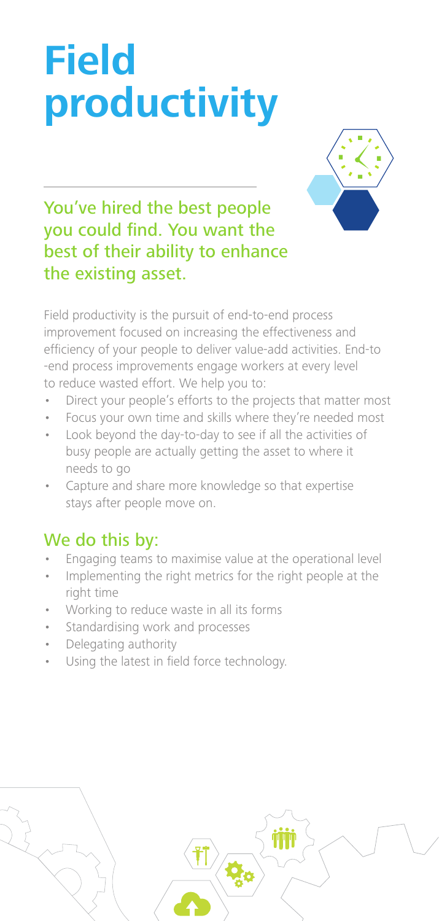# Field productivity

## You've hired the best people you could find. You want the best of their ability to enhance the existing asset.

Field productivity is the pursuit of end-to-end process improvement focused on increasing the effectiveness and efficiency of your people to deliver value-add activities. End-to-end process improvements engage workers at every level to reduce wasted effort. We help you to:

- Direct your people's efforts to the projects that matter most
- Focus your own time and skills where they're needed most
- Look beyond the day-to-day to see if all the activities of busy people are actually getting the asset to where it needs to go
- Capture and share more knowledge so that expertise stays after people move on.

## We do this by:

- Engaging teams to maximise value at the operational level
- Implementing the right metrics for the right people at the right time
- Working to reduce waste in all its forms
- Standardising work and processes
- Delegating authority
- Using the latest in field force technology.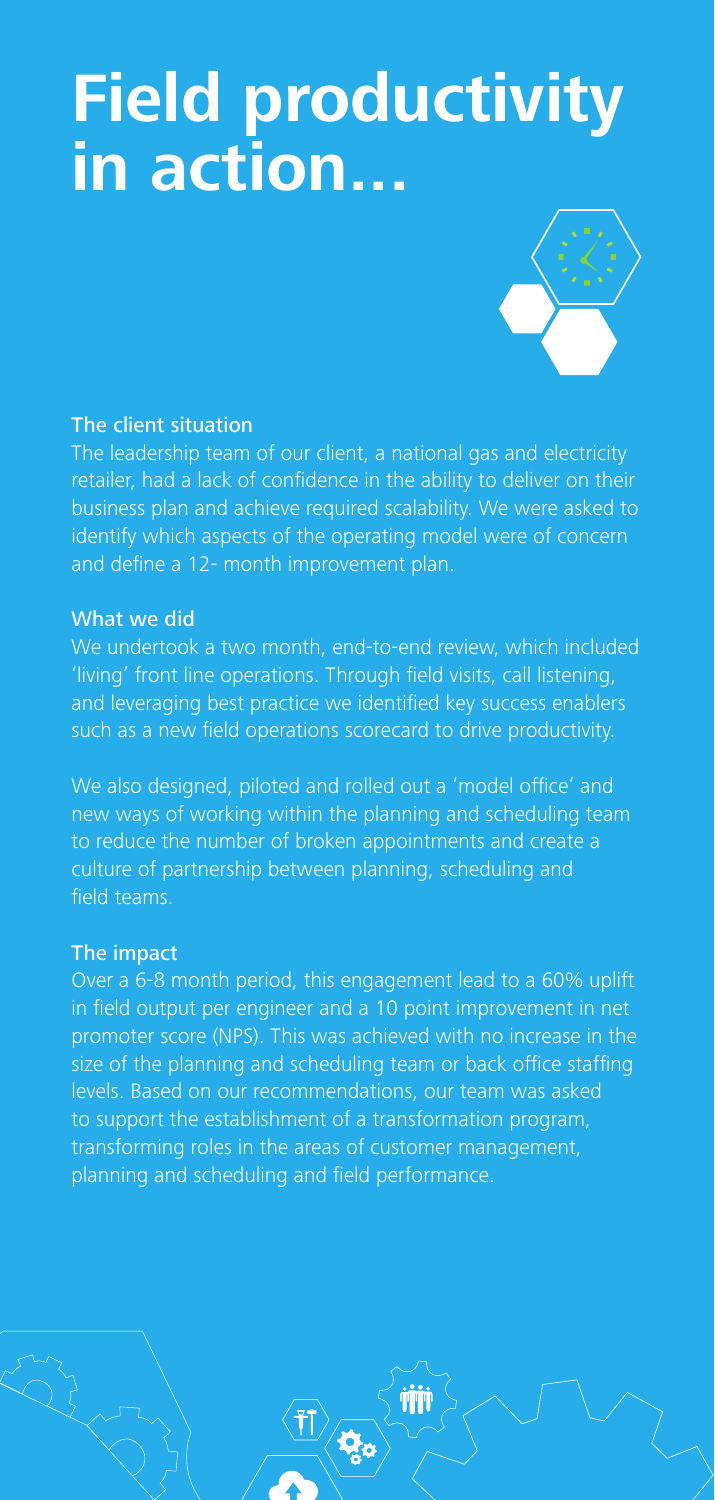# Field productivity in action…

### The client situation

The leadership team of our client, a national gas and electricity retailer, had a lack of confidence in the ability to deliver on their business plan and achieve required scalability. We were asked to identify which aspects of the operating model were of concern and define a 12- month improvement plan.

### What we did

We undertook a two month, end-to-end review, which included 'living' front line operations. Through field visits, call listening, and leveraging best practice we identified key success enablers such as a new field operations scorecard to drive productivity.

We also designed, piloted and rolled out a 'model office' and new ways of working within the planning and scheduling team to reduce the number of broken appointments and create a culture of partnership between planning, scheduling and field teams.

### The impact

Over a 6-8 month period, this engagement lead to a 60% uplift in field output per engineer and a 10 point improvement in net promoter score (NPS). This was achieved with no increase in the size of the planning and scheduling team or back office staffing levels. Based on our recommendations, our team was asked to support the establishment of a transformation program, transforming roles in the areas of customer management, planning and scheduling and field performance.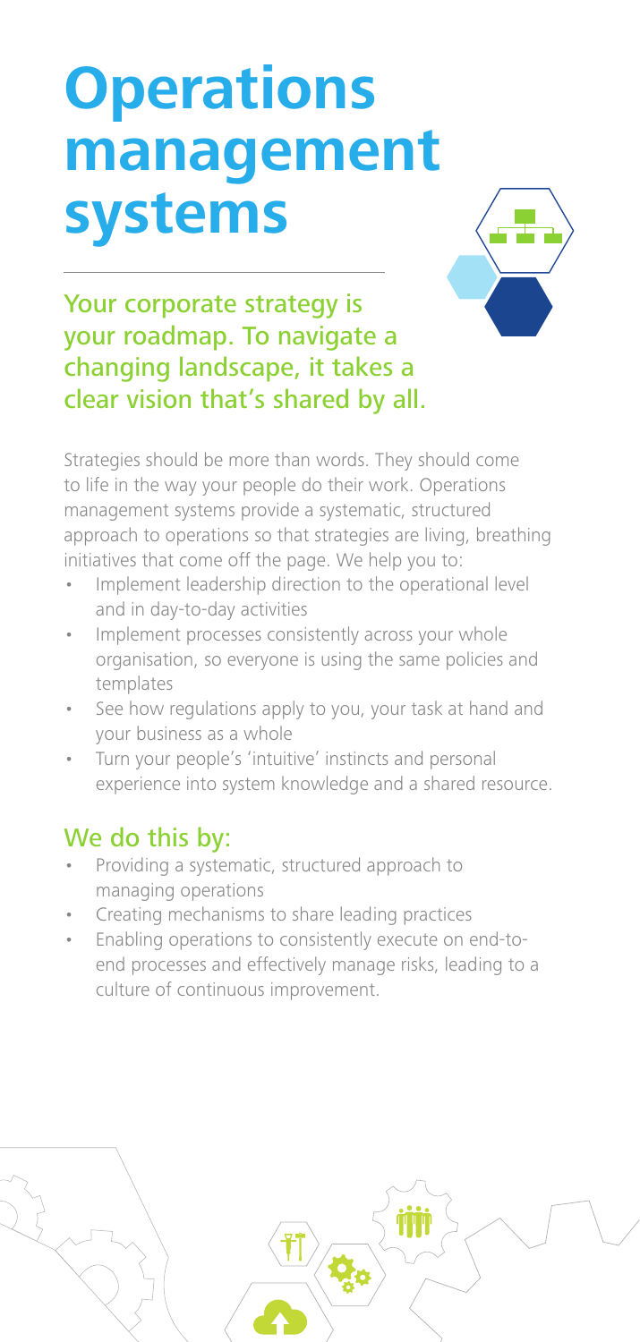# Operations management systems

## Your corporate strategy is your roadmap. To navigate a changing landscape, it takes a clear vision that's shared by all.

Strategies should be more than words. They should come to life in the way your people do their work. Operations management systems provide a systematic, structured approach to operations so that strategies are living, breathing initiatives that come off the page. We help you to:

- Implement leadership direction to the operational level and in day-to-day activities
- Implement processes consistently across your whole organisation, so everyone is using the same policies and templates
- See how regulations apply to you, your task at hand and your business as a whole
- Turn your people's 'intuitive' instincts and personal experience into system knowledge and a shared resource.

## We do this by:

- Providing a systematic, structured approach to managing operations
- Creating mechanisms to share leading practices
- Enabling operations to consistently execute on end-to-end processes and effectively manage risks, leading to a culture of continuous improvement.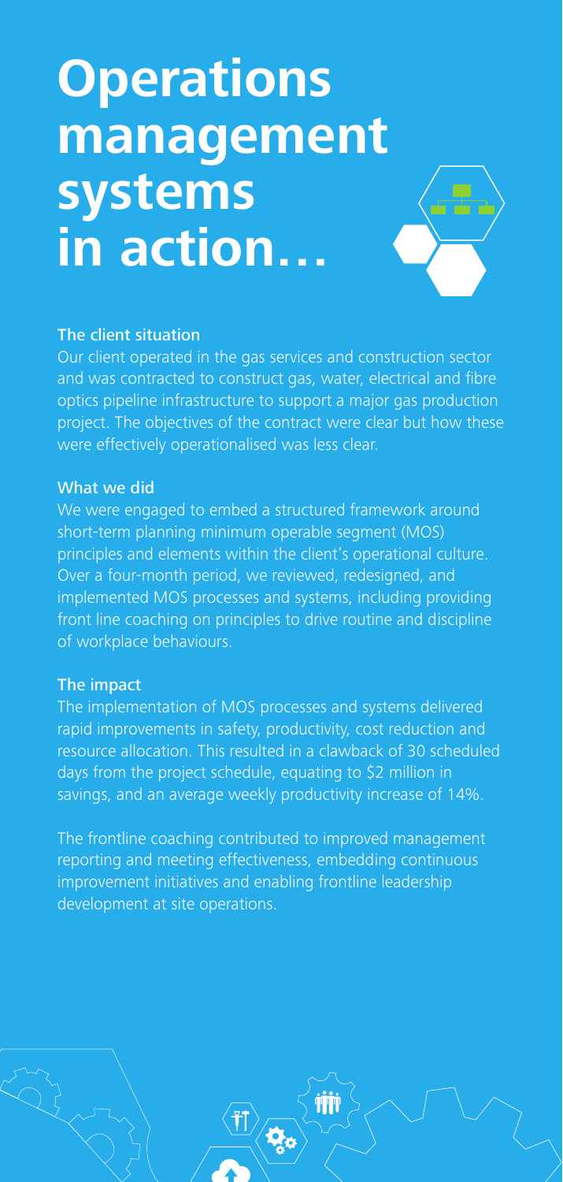# Operations management systems in action…

### The client situation

Our client operated in the gas services and construction sector and was contracted to construct gas, water, electrical and fibre optics pipeline infrastructure to support a major gas production project. The objectives of the contract were clear but how these were effectively operationalised was less clear.

### What we did

We were engaged to embed a structured framework around short-term planning minimum operable segment (MOS) principles and elements within the client's operational culture. Over a four-month period, we reviewed, redesigned, and implemented MOS processes and systems, including providing front line coaching on principles to drive routine and discipline of workplace behaviours.

### The impact

The implementation of MOS processes and systems delivered rapid improvements in safety, productivity, cost reduction and resource allocation. This resulted in a clawback of 30 scheduled days from the project schedule, equating to $2 million in savings, and an average weekly productivity increase of 14%.

The frontline coaching contributed to improved management reporting and meeting effectiveness, embedding continuous improvement initiatives and enabling frontline leadership development at site operations.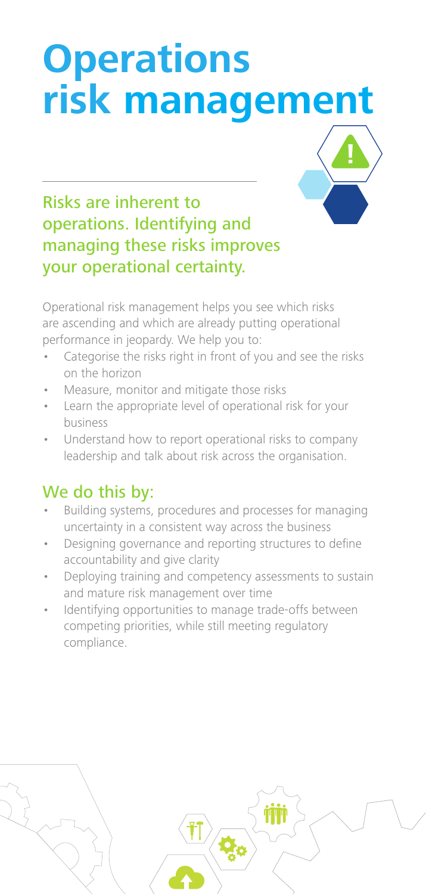# Operations risk management

## Risks are inherent to operations. Identifying and managing these risks improves your operational certainty.

Operational risk management helps you see which risks are ascending and which are already putting operational performance in jeopardy. We help you to:

- Categorise the risks right in front of you and see the risks on the horizon
- Measure, monitor and mitigate those risks
- Learn the appropriate level of operational risk for your business
- Understand how to report operational risks to company leadership and talk about risk across the organisation.

## We do this by:

- Building systems, procedures and processes for managing uncertainty in a consistent way across the business
- Designing governance and reporting structures to define accountability and give clarity
- Deploying training and competency assessments to sustain and mature risk management over time
- Identifying opportunities to manage trade-offs between competing priorities, while still meeting regulatory compliance.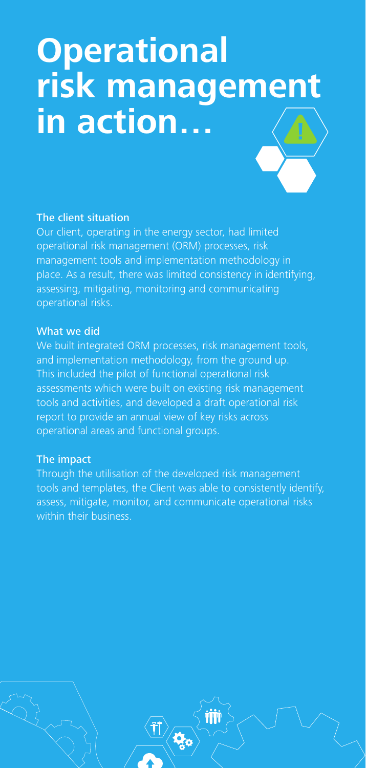# Operational risk management in action…

### The client situation

Our client, operating in the energy sector, had limited operational risk management (ORM) processes, risk management tools and implementation methodology in place. As a result, there was limited consistency in identifying, assessing, mitigating, monitoring and communicating operational risks.

### What we did

We built integrated ORM processes, risk management tools, and implementation methodology, from the ground up. This included the pilot of functional operational risk assessments which were built on existing risk management tools and activities, and developed a draft operational risk report to provide an annual view of key risks across operational areas and functional groups.

### The impact

Through the utilisation of the developed risk management tools and templates, the Client was able to consistently identify, assess, mitigate, monitor, and communicate operational risks within their business.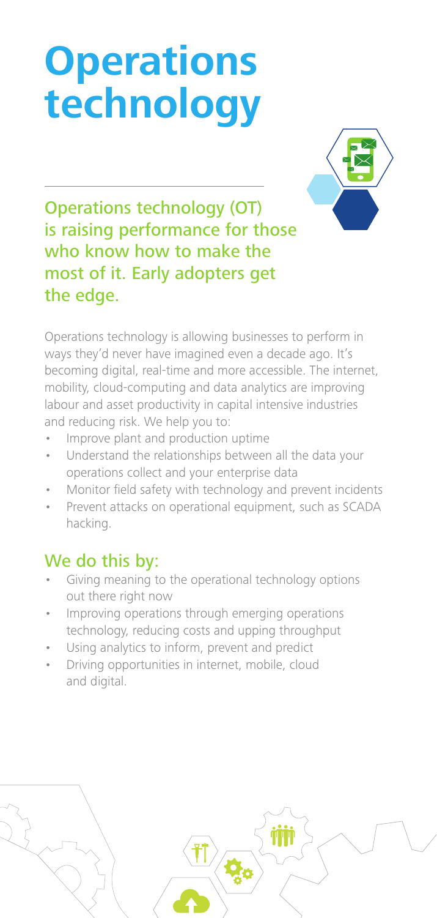# Operations technology

## Operations technology (OT) is raising performance for those who know how to make the most of it. Early adopters get the edge.

Operations technology is allowing businesses to perform in ways they'd never have imagined even a decade ago. It's becoming digital, real-time and more accessible. The internet, mobility, cloud-computing and data analytics are improving labour and asset productivity in capital intensive industries and reducing risk. We help you to:

- Improve plant and production uptime
- Understand the relationships between all the data your operations collect and your enterprise data
- Monitor field safety with technology and prevent incidents
- Prevent attacks on operational equipment, such as SCADA hacking.

## We do this by:

- Giving meaning to the operational technology options out there right now
- Improving operations through emerging operations technology, reducing costs and upping throughput
- Using analytics to inform, prevent and predict
- Driving opportunities in internet, mobile, cloud and digital.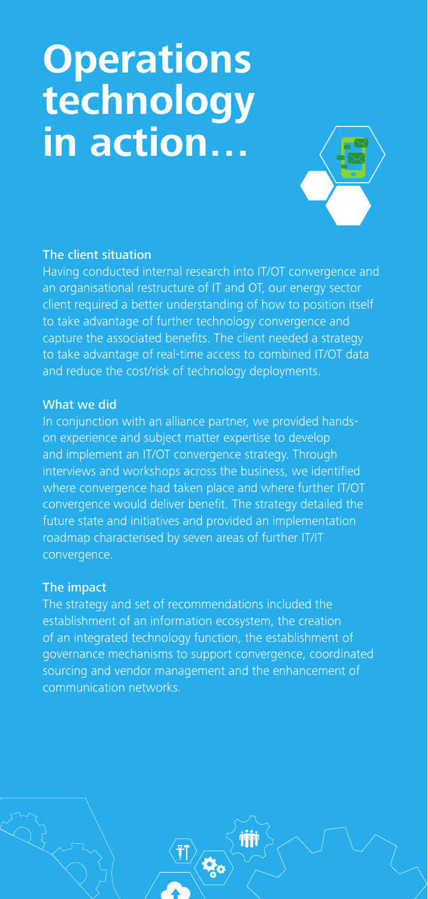# Operations technology in action…

### The client situation

Having conducted internal research into IT/OT convergence and an organisational restructure of IT and OT, our energy sector client required a better understanding of how to position itself to take advantage of further technology convergence and capture the associated benefits. The client needed a strategy to take advantage of real-time access to combined IT/OT data and reduce the cost/risk of technology deployments.

### What we did

In conjunction with an alliance partner, we provided hands-on experience and subject matter expertise to develop and implement an IT/OT convergence strategy. Through interviews and workshops across the business, we identified where convergence had taken place and where further IT/OT convergence would deliver benefit. The strategy detailed the future state and initiatives and provided an implementation roadmap characterised by seven areas of further IT/IT convergence.

### The impact

The strategy and set of recommendations included the establishment of an information ecosystem, the creation of an integrated technology function, the establishment of governance mechanisms to support convergence, coordinated sourcing and vendor management and the enhancement of communication networks.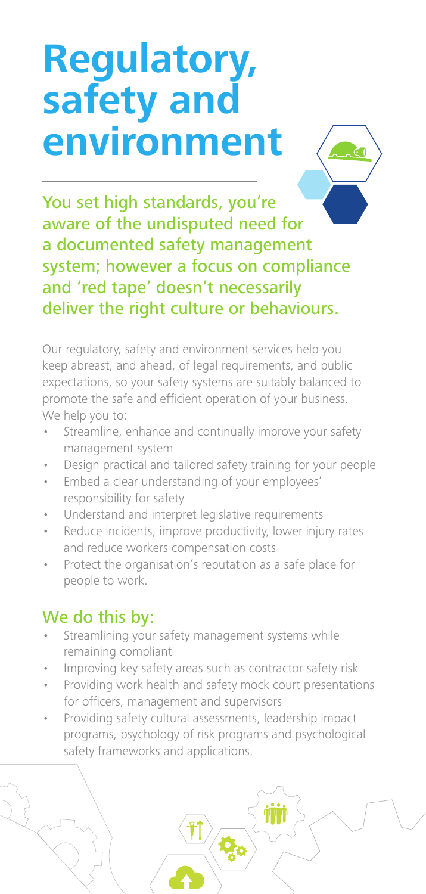# Regulatory, safety and environment

You set high standards, you're aware of the undisputed need for a documented safety management system; however a focus on compliance and 'red tape' doesn't necessarily deliver the right culture or behaviours.

Our regulatory, safety and environment services help you keep abreast, and ahead, of legal requirements, and public expectations, so your safety systems are suitably balanced to promote the safe and efficient operation of your business. We help you to:

- Streamline, enhance and continually improve your safety management system
- Design practical and tailored safety training for your people
- Embed a clear understanding of your employees' responsibility for safety
- Understand and interpret legislative requirements
- Reduce incidents, improve productivity, lower injury rates and reduce workers compensation costs
- Protect the organisation's reputation as a safe place for people to work.

## We do this by:

- Streamlining your safety management systems while remaining compliant
- Improving key safety areas such as contractor safety risk
- Providing work health and safety mock court presentations for officers, management and supervisors
- Providing safety cultural assessments, leadership impact programs, psychology of risk programs and psychological safety frameworks and applications.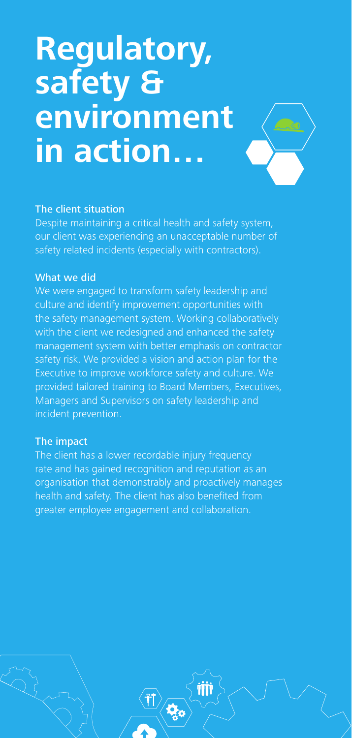# Regulatory, safety & environment in action…

### The client situation

Despite maintaining a critical health and safety system, our client was experiencing an unacceptable number of safety related incidents (especially with contractors).

### What we did

We were engaged to transform safety leadership and culture and identify improvement opportunities with the safety management system. Working collaboratively with the client we redesigned and enhanced the safety management system with better emphasis on contractor safety risk. We provided a vision and action plan for the Executive to improve workforce safety and culture. We provided tailored training to Board Members, Executives, Managers and Supervisors on safety leadership and incident prevention.

### The impact

The client has a lower recordable injury frequency rate and has gained recognition and reputation as an organisation that demonstrably and proactively manages health and safety. The client has also benefited from greater employee engagement and collaboration.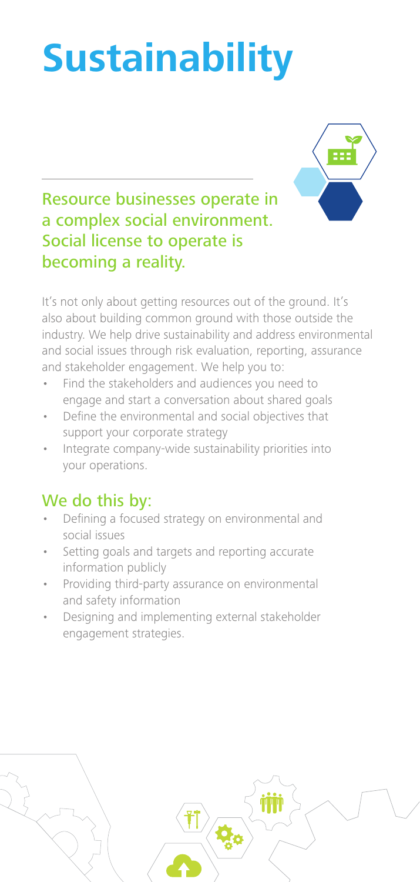# Sustainability

## Resource businesses operate in a complex social environment. Social license to operate is becoming a reality.

It's not only about getting resources out of the ground. It's also about building common ground with those outside the industry. We help drive sustainability and address environmental and social issues through risk evaluation, reporting, assurance and stakeholder engagement. We help you to:

- Find the stakeholders and audiences you need to engage and start a conversation about shared goals
- Define the environmental and social objectives that support your corporate strategy
- Integrate company-wide sustainability priorities into your operations.

## We do this by:

- Defining a focused strategy on environmental and social issues
- Setting goals and targets and reporting accurate information publicly
- Providing third-party assurance on environmental and safety information
- Designing and implementing external stakeholder engagement strategies.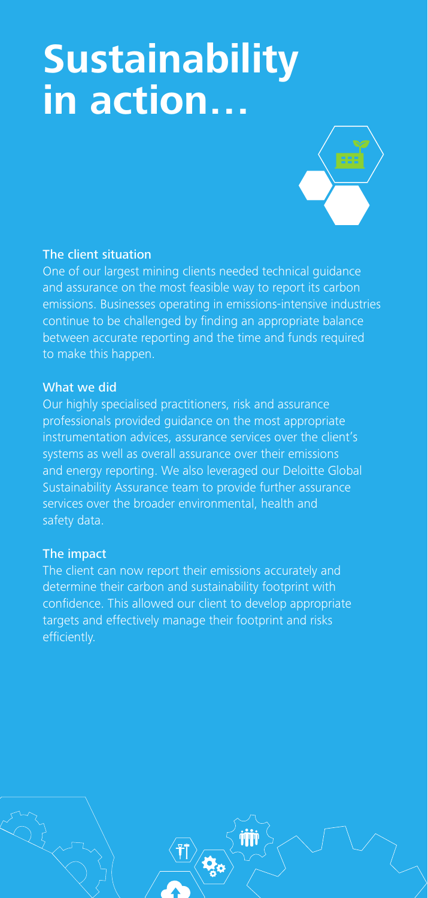# Sustainability in action…

### The client situation

One of our largest mining clients needed technical guidance and assurance on the most feasible way to report its carbon emissions. Businesses operating in emissions-intensive industries continue to be challenged by finding an appropriate balance between accurate reporting and the time and funds required to make this happen.

### What we did

Our highly specialised practitioners, risk and assurance professionals provided guidance on the most appropriate instrumentation advices, assurance services over the client's systems as well as overall assurance over their emissions and energy reporting. We also leveraged our Deloitte Global Sustainability Assurance team to provide further assurance services over the broader environmental, health and safety data.

### The impact

The client can now report their emissions accurately and determine their carbon and sustainability footprint with confidence. This allowed our client to develop appropriate targets and effectively manage their footprint and risks efficiently.